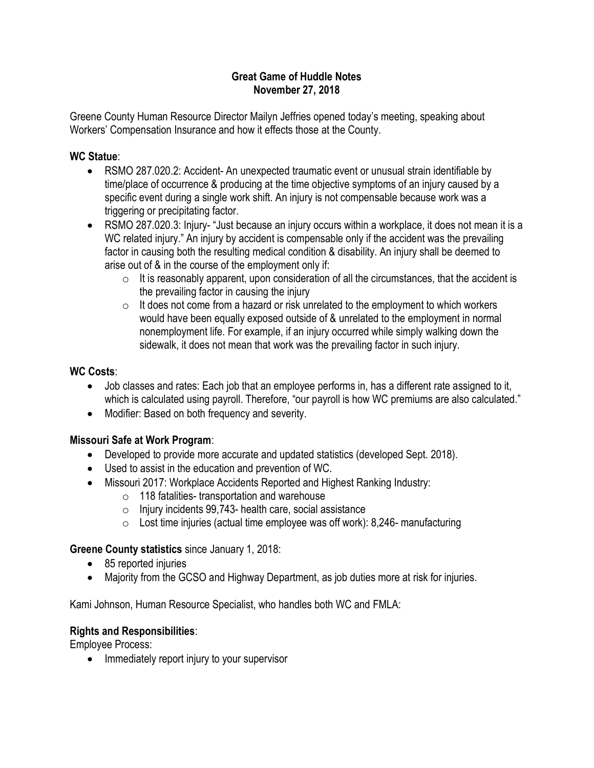# Great Game of Huddle Notes
## November 27, 2018

Greene County Human Resource Director Mailyn Jeffries opened today's meeting, speaking about Workers' Compensation Insurance and how it effects those at the County.

**WC Statue**:

- RSMO 287.020.2: Accident- An unexpected traumatic event or unusual strain identifiable by time/place of occurrence & producing at the time objective symptoms of an injury caused by a specific event during a single work shift. An injury is not compensable because work was a triggering or precipitating factor.
- RSMO 287.020.3: Injury- "Just because an injury occurs within a workplace, it does not mean it is a WC related injury." An injury by accident is compensable only if the accident was the prevailing factor in causing both the resulting medical condition & disability. An injury shall be deemed to arise out of & in the course of the employment only if:
  - It is reasonably apparent, upon consideration of all the circumstances, that the accident is the prevailing factor in causing the injury
  - It does not come from a hazard or risk unrelated to the employment to which workers would have been equally exposed outside of & unrelated to the employment in normal nonemployment life. For example, if an injury occurred while simply walking down the sidewalk, it does not mean that work was the prevailing factor in such injury.

**WC Costs**:

- Job classes and rates: Each job that an employee performs in, has a different rate assigned to it, which is calculated using payroll. Therefore, "our payroll is how WC premiums are also calculated."
- Modifier: Based on both frequency and severity.

**Missouri Safe at Work Program**:

- Developed to provide more accurate and updated statistics (developed Sept. 2018).
- Used to assist in the education and prevention of WC.
- Missouri 2017: Workplace Accidents Reported and Highest Ranking Industry:
  - 118 fatalities- transportation and warehouse
  - Injury incidents 99,743- health care, social assistance
  - Lost time injuries (actual time employee was off work): 8,246- manufacturing

**Greene County statistics** since January 1, 2018:

- 85 reported injuries
- Majority from the GCSO and Highway Department, as job duties more at risk for injuries.

Kami Johnson, Human Resource Specialist, who handles both WC and FMLA:

**Rights and Responsibilities**:

Employee Process:

- Immediately report injury to your supervisor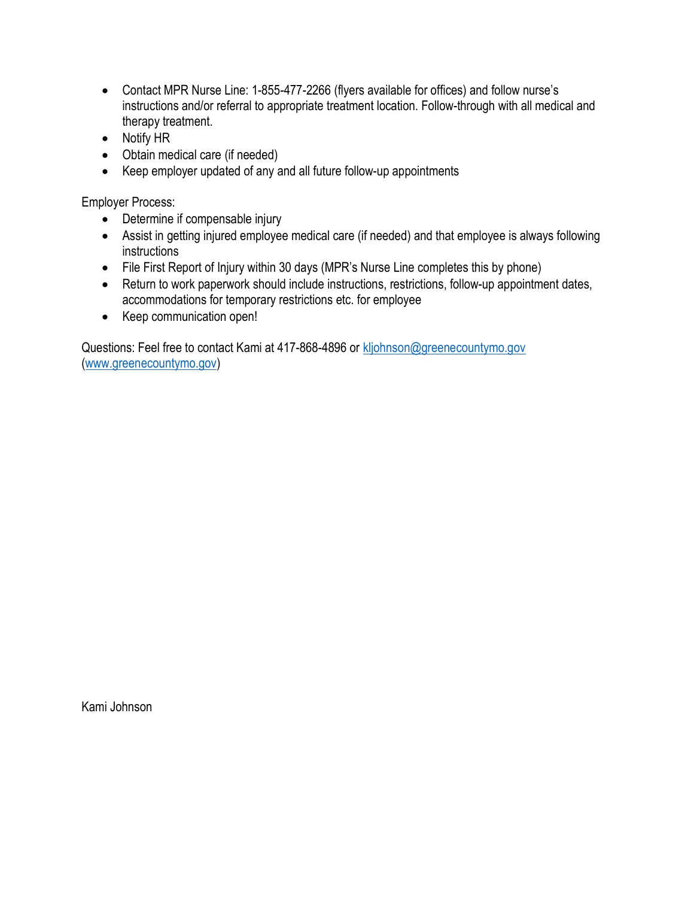- Contact MPR Nurse Line: 1-855-477-2266 (flyers available for offices) and follow nurse's instructions and/or referral to appropriate treatment location. Follow-through with all medical and therapy treatment.
- Notify HR
- Obtain medical care (if needed)
- Keep employer updated of any and all future follow-up appointments

Employer Process:

- Determine if compensable injury
- Assist in getting injured employee medical care (if needed) and that employee is always following instructions
- File First Report of Injury within 30 days (MPR's Nurse Line completes this by phone)
- Return to work paperwork should include instructions, restrictions, follow-up appointment dates, accommodations for temporary restrictions etc. for employee
- Keep communication open!

Questions: Feel free to contact Kami at 417-868-4896 or [kljohnson@greenecountymo.gov](mailto:kljohnson@greenecountymo.gov) ([www.greenecountymo.gov](http://www.greenecountymo.gov))

Kami Johnson